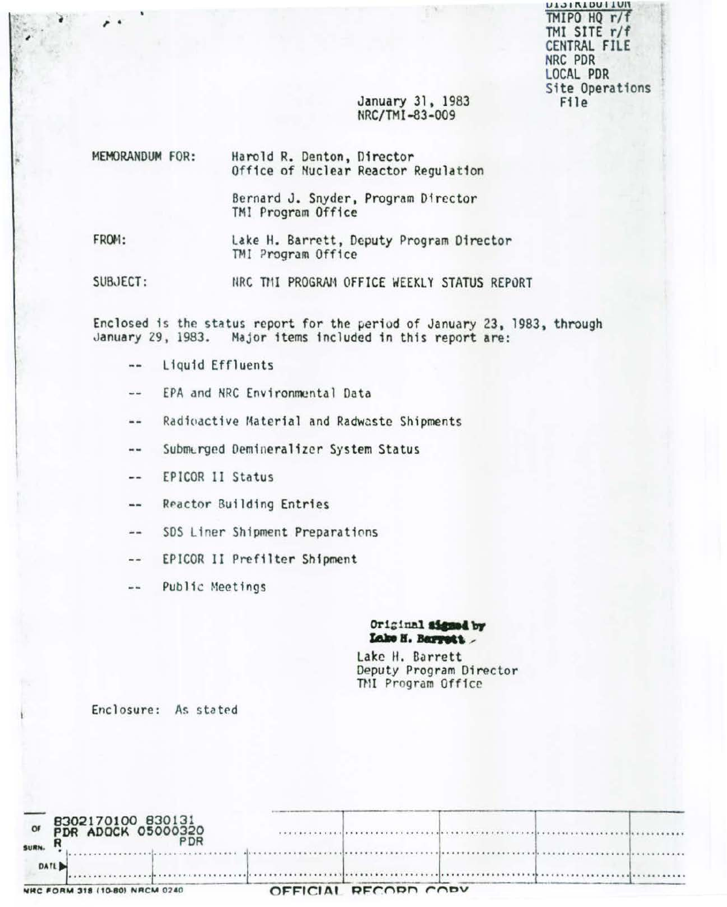DISTRIBUTION
TMIPO HQ r/f
TMI SITE r/f
CENTRAL FILE
NRC PDR
LOCAL PDR
Site Operations File

January 31, 1983
NRC/TMI-83-009

MEMORANDUM FOR: Harold R. Denton, Director
Office of Nuclear Reactor Regulation

Bernard J. Snyder, Program Director
TMI Program Office

FROM: Lake H. Barrett, Deputy Program Director
TMI Program Office

SUBJECT: NRC TMI PROGRAM OFFICE WEEKLY STATUS REPORT

Enclosed is the status report for the period of January 23, 1983, through January 29, 1983. Major items included in this report are:

- -- Liquid Effluents
- -- EPA and NRC Environmental Data
- -- Radioactive Material and Radwaste Shipments
- -- Submerged Demineralizer System Status
- -- EPICOR II Status
- -- Reactor Building Entries
- -- SDS Liner Shipment Preparations
- -- EPICOR II Prefilter Shipment
- -- Public Meetings

Original signed by
Lake H. Barrett

Lake H. Barrett
Deputy Program Director
TMI Program Office

Enclosure: As stated

8302170100 830131
PDR ADOCK 05000320
R PDR

NRC FORM 318 (10-80) NRCM 0240

OFFICIAL RECORD COPY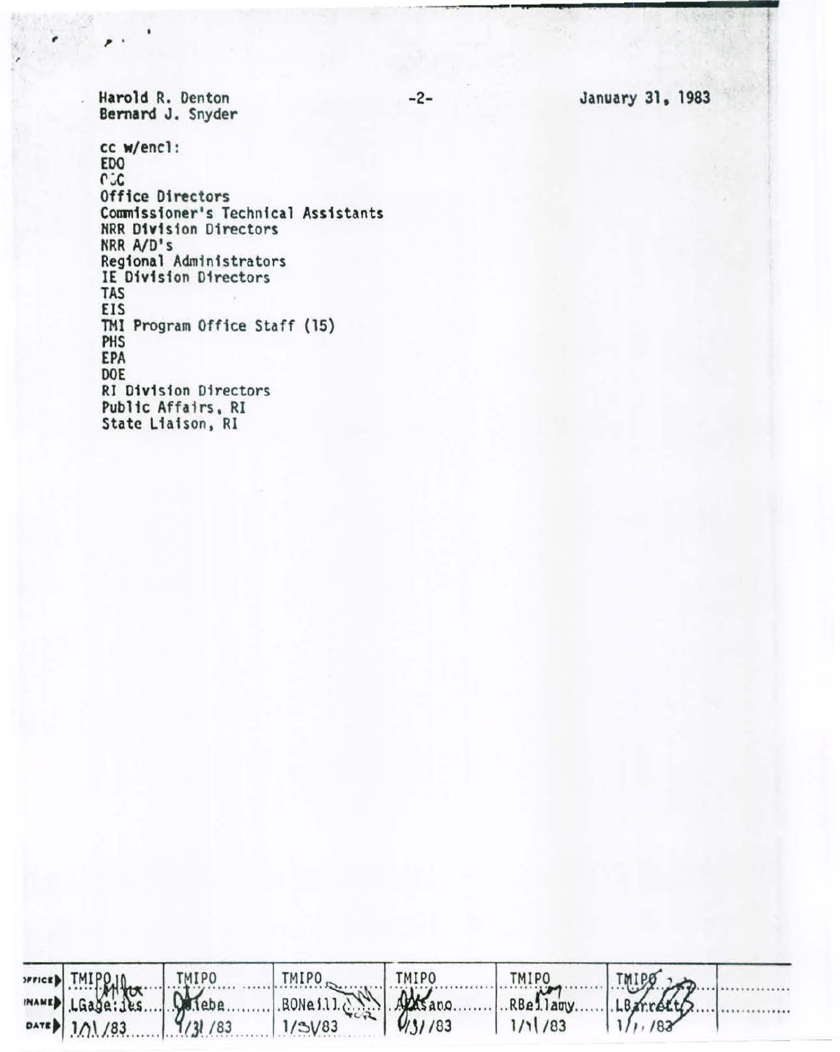Harold R. Denton
Bernard J. Snyder

-2-

January 31, 1983

cc w/encl:
EDO
OGC
Office Directors
Commissioner's Technical Assistants
NRR Division Directors
NRR A/D's
Regional Administrators
IE Division Directors
TAS
EIS
TMI Program Office Staff (15)
PHS
EPA
DOE
RI Division Directors
Public Affairs, RI
State Liaison, RI

| OFFICE | TMIPO | TMIPO | TMIPO | TMIPO | TMIPO | TMIPO | |
|---|---|---|---|---|---|---|---|
| NAME | LGage:jes | Wiebe | BONeill | Masano | RBellamy | LBarrett | |
| DATE | 1/31/83 | 1/31/83 | 1/31/83 | 1/31/83 | 1/31/83 | 1/31/83 | |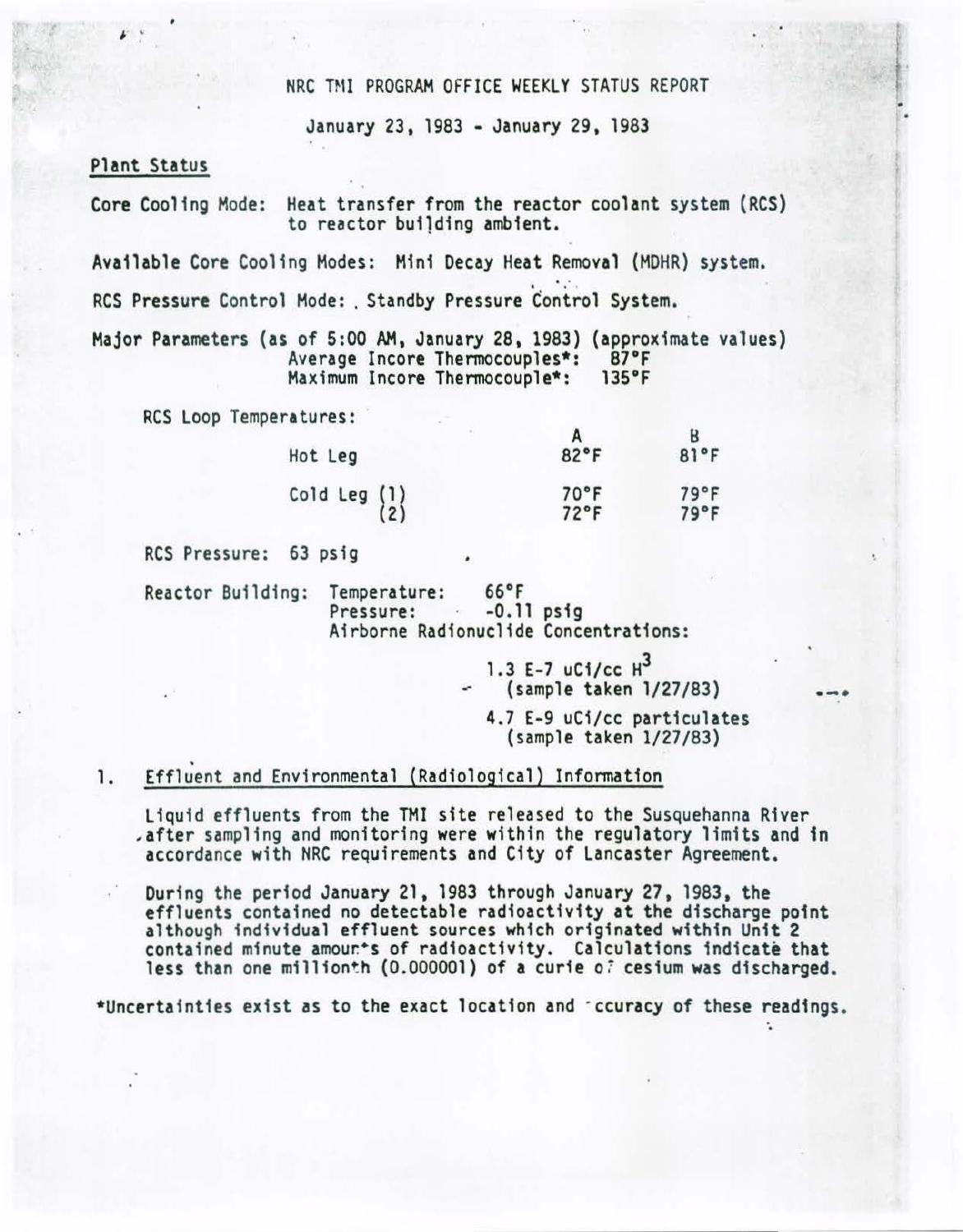NRC TMI PROGRAM OFFICE WEEKLY STATUS REPORT

January 23, 1983 - January 29, 1983

## Plant Status

Core Cooling Mode: Heat transfer from the reactor coolant system (RCS) to reactor building ambient.

Available Core Cooling Modes: Mini Decay Heat Removal (MDHR) system.

RCS Pressure Control Mode: Standby Pressure Control System.

Major Parameters (as of 5:00 AM, January 28, 1983) (approximate values)
Average Incore Thermocouples*: 87°F
Maximum Incore Thermocouple*: 135°F

RCS Loop Temperatures:

| | A | B |
|---|---|---|
| Hot Leg | 82°F | 81°F |
| Cold Leg (1) | 70°F | 79°F |
| (2) | 72°F | 79°F |

RCS Pressure: 63 psig

Reactor Building: Temperature: 66°F
Pressure: -0.11 psig
Airborne Radionuclide Concentrations:

1.3 E-7 uCi/cc $H^3$
(sample taken 1/27/83)

4.7 E-9 uCi/cc particulates
(sample taken 1/27/83)

1. Effluent and Environmental (Radiological) Information

Liquid effluents from the TMI site released to the Susquehanna River after sampling and monitoring were within the regulatory limits and in accordance with NRC requirements and City of Lancaster Agreement.

During the period January 21, 1983 through January 27, 1983, the effluents contained no detectable radioactivity at the discharge point although individual effluent sources which originated within Unit 2 contained minute amounts of radioactivity. Calculations indicate that less than one millionth (0.000001) of a curie of cesium was discharged.

*Uncertainties exist as to the exact location and accuracy of these readings.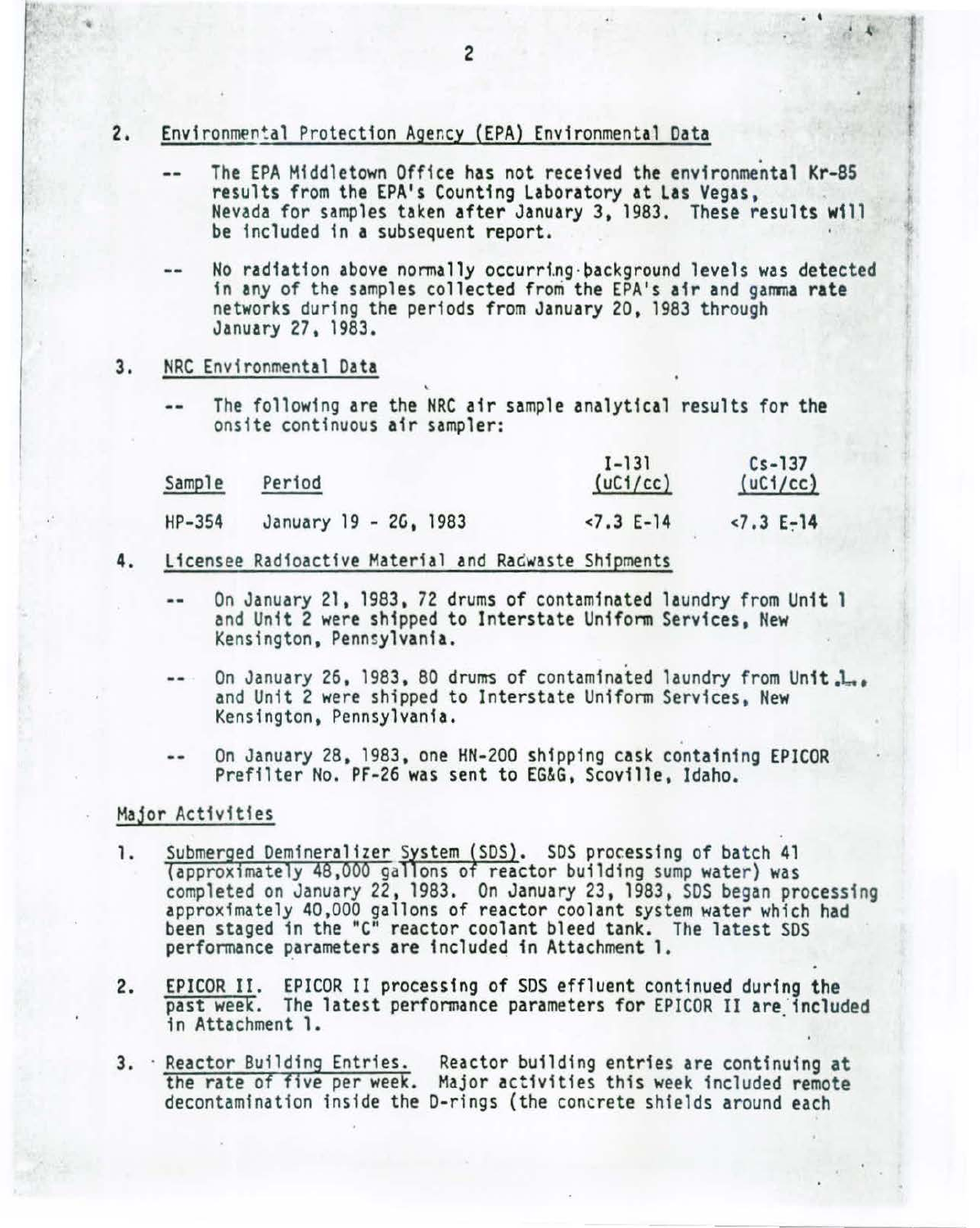2. Environmental Protection Agency (EPA) Environmental Data

-- The EPA Middletown Office has not received the environmental Kr-85 results from the EPA's Counting Laboratory at Las Vegas, Nevada for samples taken after January 3, 1983. These results will be included in a subsequent report.

-- No radiation above normally occurring background levels was detected in any of the samples collected from the EPA's air and gamma rate networks during the periods from January 20, 1983 through January 27, 1983.

3. NRC Environmental Data

-- The following are the NRC air sample analytical results for the onsite continuous air sampler:

| Sample | Period | I-131 (uCi/cc) | Cs-137 (uCi/cc) |
|---|---|---|---|
| HP-354 | January 19 - 26, 1983 | <7.3 E-14 | <7.3 E-14 |

4. Licensee Radioactive Material and Radwaste Shipments

-- On January 21, 1983, 72 drums of contaminated laundry from Unit 1 and Unit 2 were shipped to Interstate Uniform Services, New Kensington, Pennsylvania.

-- On January 26, 1983, 80 drums of contaminated laundry from Unit 1, and Unit 2 were shipped to Interstate Uniform Services, New Kensington, Pennsylvania.

-- On January 28, 1983, one HN-200 shipping cask containing EPICOR Prefilter No. PF-26 was sent to EG&G, Scoville, Idaho.

## Major Activities

1. Submerged Demineralizer System (SDS). SDS processing of batch 41 (approximately 48,000 gallons of reactor building sump water) was completed on January 22, 1983. On January 23, 1983, SDS began processing approximately 40,000 gallons of reactor coolant system water which had been staged in the "C" reactor coolant bleed tank. The latest SDS performance parameters are included in Attachment 1.

2. EPICOR II. EPICOR II processing of SDS effluent continued during the past week. The latest performance parameters for EPICOR II are included in Attachment 1.

3. Reactor Building Entries. Reactor building entries are continuing at the rate of five per week. Major activities this week included remote decontamination inside the D-rings (the concrete shields around each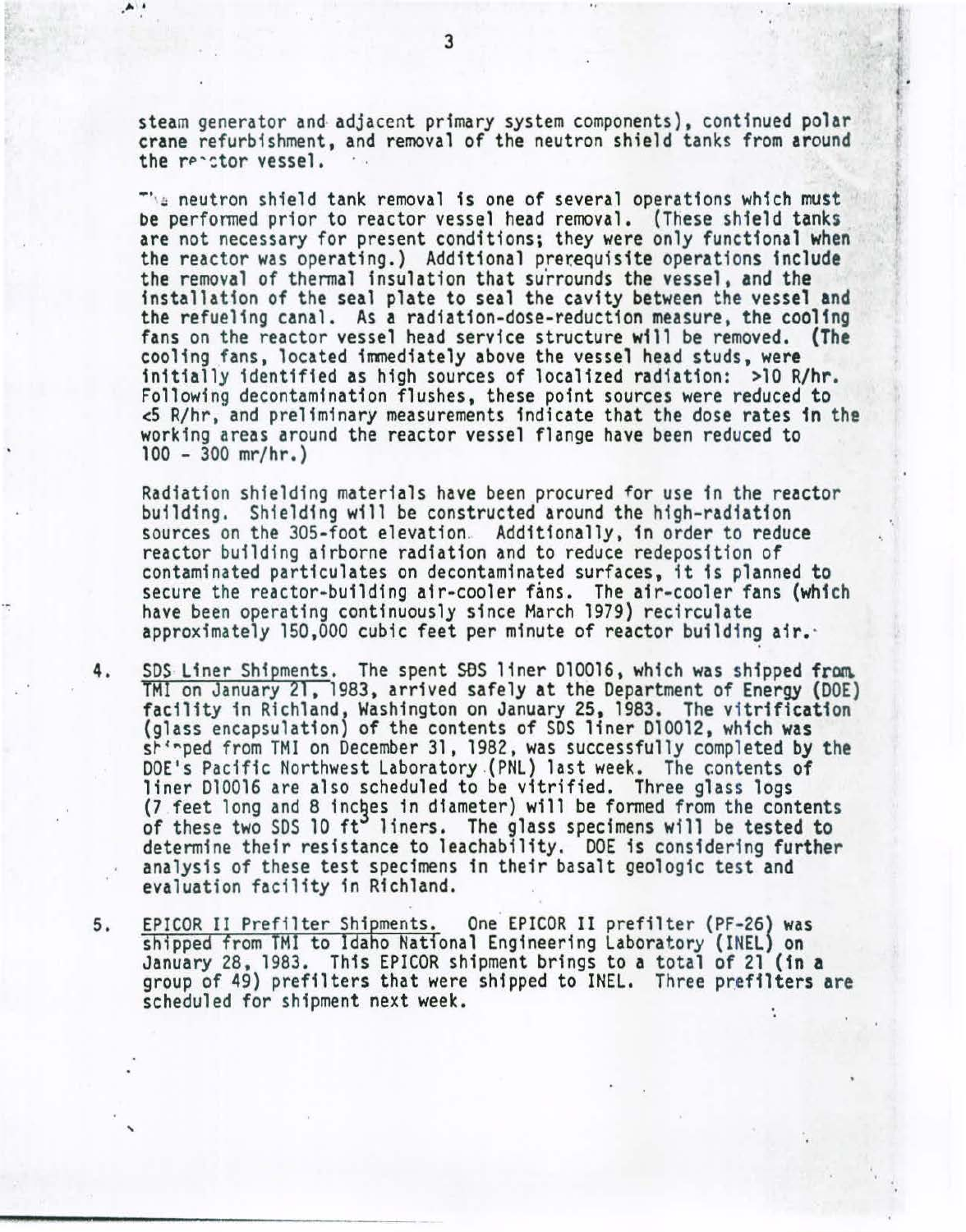steam generator and adjacent primary system components), continued polar crane refurbishment, and removal of the neutron shield tanks from around the reactor vessel.

The neutron shield tank removal is one of several operations which must be performed prior to reactor vessel head removal. (These shield tanks are not necessary for present conditions; they were only functional when the reactor was operating.) Additional prerequisite operations include the removal of thermal insulation that surrounds the vessel, and the installation of the seal plate to seal the cavity between the vessel and the refueling canal. As a radiation-dose-reduction measure, the cooling fans on the reactor vessel head service structure will be removed. (The cooling fans, located immediately above the vessel head studs, were initially identified as high sources of localized radiation: >10 R/hr. Following decontamination flushes, these point sources were reduced to <5 R/hr, and preliminary measurements indicate that the dose rates in the working areas around the reactor vessel flange have been reduced to 100 - 300 mr/hr.)

Radiation shielding materials have been procured for use in the reactor building. Shielding will be constructed around the high-radiation sources on the 305-foot elevation. Additionally, in order to reduce reactor building airborne radiation and to reduce redeposition of contaminated particulates on decontaminated surfaces, it is planned to secure the reactor-building air-cooler fans. The air-cooler fans (which have been operating continuously since March 1979) recirculate approximately 150,000 cubic feet per minute of reactor building air.

4. SDS Liner Shipments. The spent SDS liner D10016, which was shipped from TMI on January 21, 1983, arrived safely at the Department of Energy (DOE) facility in Richland, Washington on January 25, 1983. The vitrification (glass encapsulation) of the contents of SDS liner D10012, which was shipped from TMI on December 31, 1982, was successfully completed by the DOE's Pacific Northwest Laboratory (PNL) last week. The contents of liner D10016 are also scheduled to be vitrified. Three glass logs (7 feet long and 8 inches in diameter) will be formed from the contents of these two SDS 10 $ft^3$ liners. The glass specimens will be tested to determine their resistance to leachability. DOE is considering further analysis of these test specimens in their basalt geologic test and evaluation facility in Richland.

5. EPICOR II Prefilter Shipments. One EPICOR II prefilter (PF-26) was shipped from TMI to Idaho National Engineering Laboratory (INEL) on January 28, 1983. This EPICOR shipment brings to a total of 21 (in a group of 49) prefilters that were shipped to INEL. Three prefilters are scheduled for shipment next week.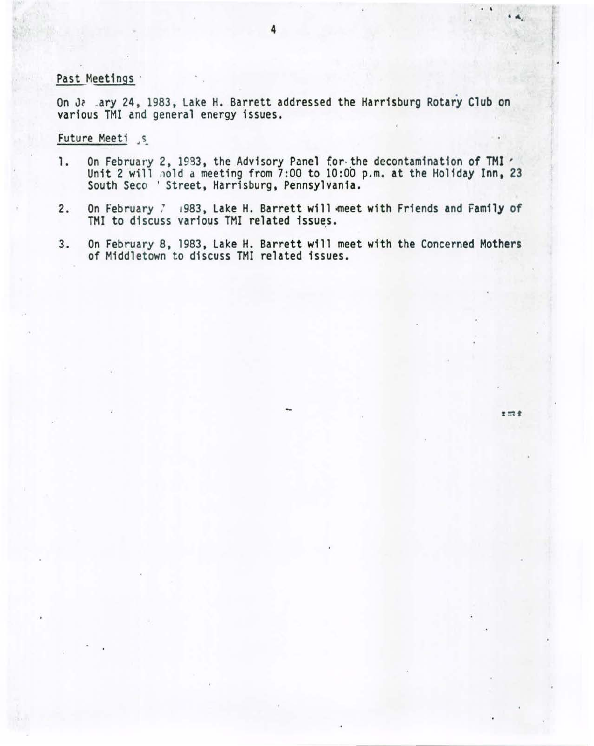Past Meetings

On Ja ary 24, 1983, Lake H. Barrett addressed the Harrisburg Rotary Club on various TMI and general energy issues.

Future Meeti s

1. On February 2, 1983, the Advisory Panel for the decontamination of TMI Unit 2 will hold a meeting from 7:00 to 10:00 p.m. at the Holiday Inn, 23 South Seco Street, Harrisburg, Pennsylvania.

2. On February 7 1983, Lake H. Barrett will meet with Friends and Family of TMI to discuss various TMI related issues.

3. On February 8, 1983, Lake H. Barrett will meet with the Concerned Mothers of Middletown to discuss TMI related issues.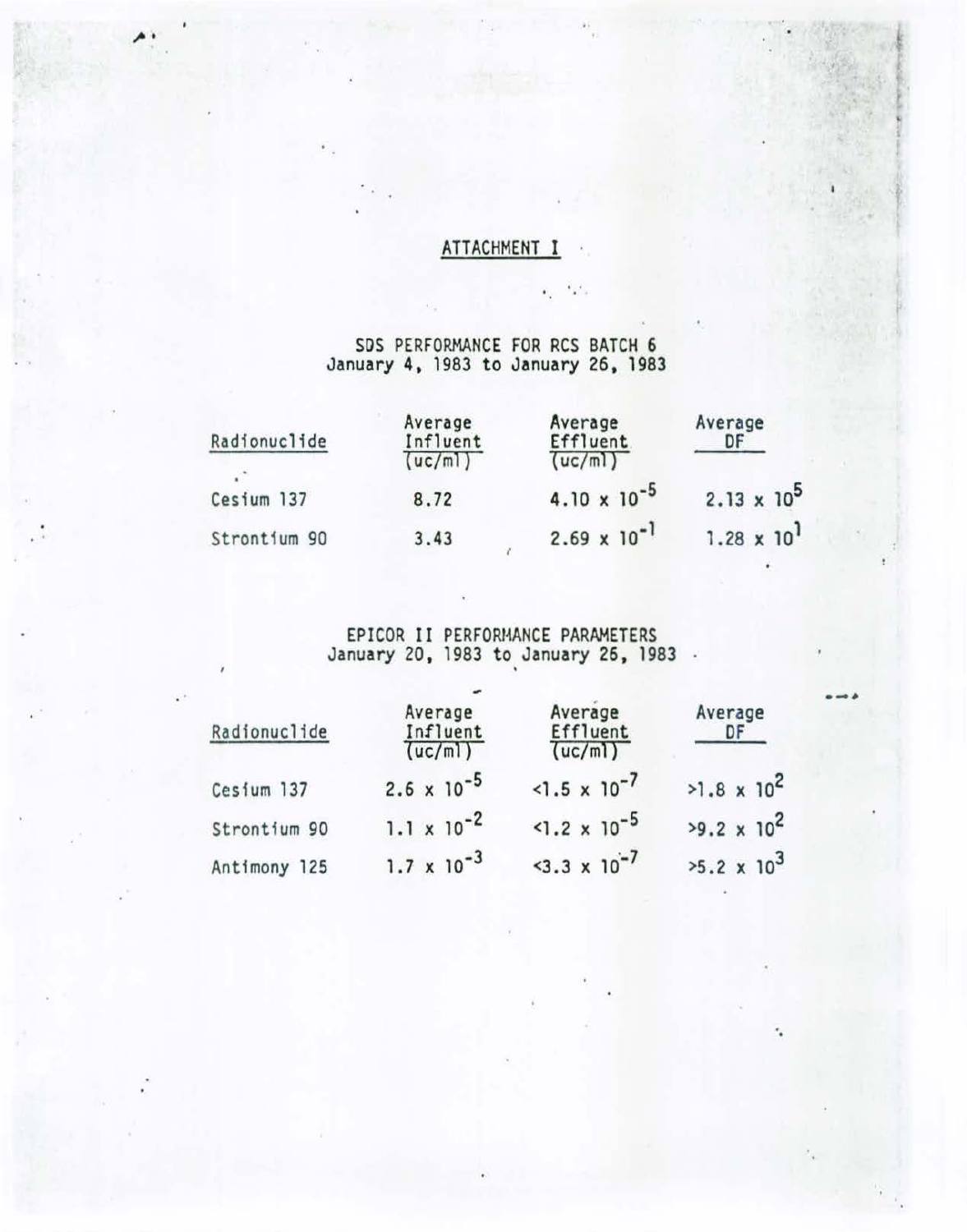## ATTACHMENT I

### SDS PERFORMANCE FOR RCS BATCH 6
January 4, 1983 to January 26, 1983

| Radionuclide | Average Influent (uc/ml) | Average Effluent (uc/ml) | Average DF |
|---|---|---|---|
| Cesium 137 | 8.72 | $4.10 \times 10^{-5}$ | $2.13 \times 10^{5}$ |
| Strontium 90 | 3.43 | $2.69 \times 10^{-1}$ | $1.28 \times 10^{1}$ |

### EPICOR II PERFORMANCE PARAMETERS
January 20, 1983 to January 26, 1983

| Radionuclide | Average Influent (uc/ml) | Average Effluent (uc/ml) | Average DF |
|---|---|---|---|
| Cesium 137 | $2.6 \times 10^{-5}$ | $<1.5 \times 10^{-7}$ | $>1.8 \times 10^{2}$ |
| Strontium 90 | $1.1 \times 10^{-2}$ | $<1.2 \times 10^{-5}$ | $>9.2 \times 10^{2}$ |
| Antimony 125 | $1.7 \times 10^{-3}$ | $<3.3 \times 10^{-7}$ | $>5.2 \times 10^{3}$ |